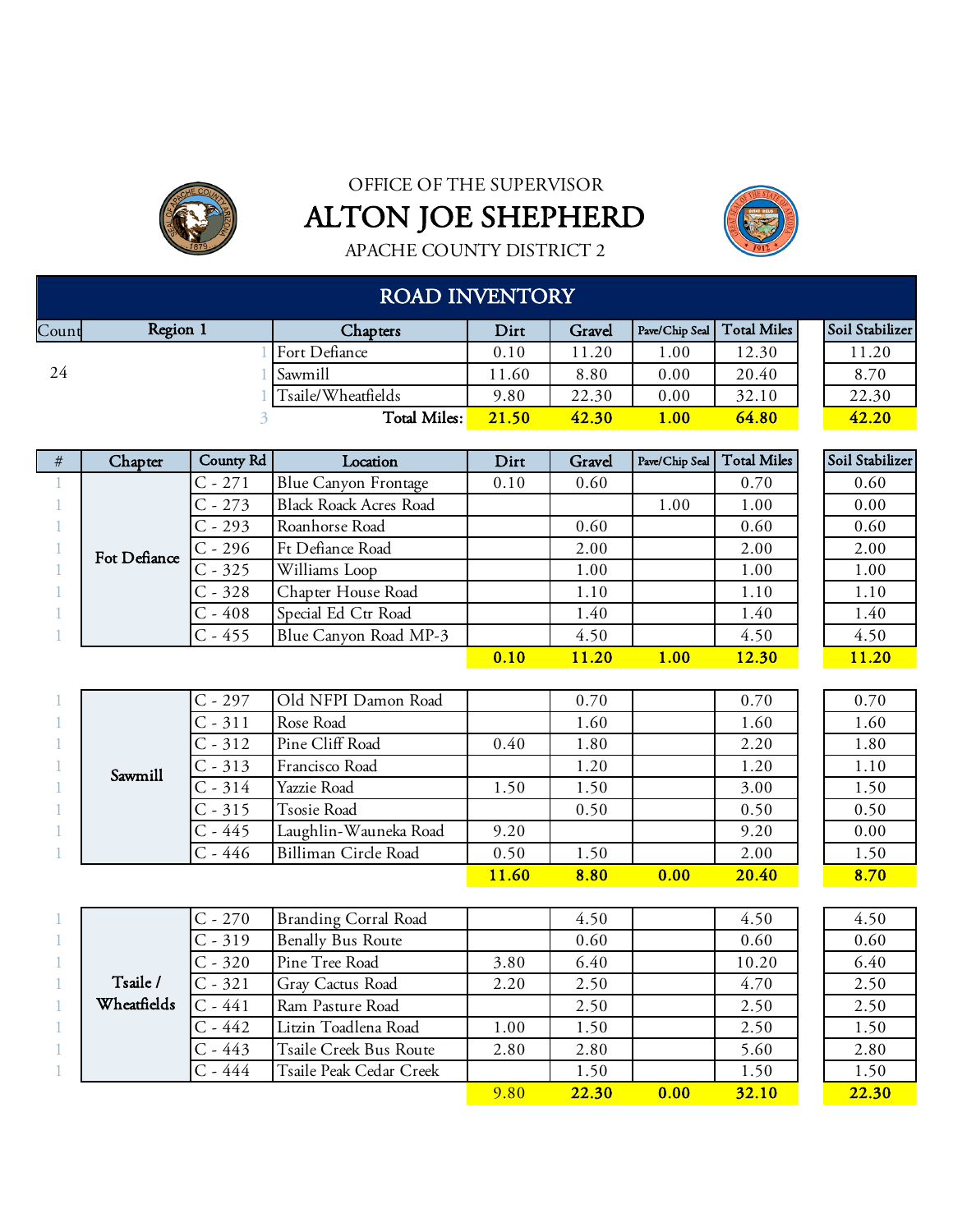OFFICE OF THE SUPERVISOR

# ALTON JOE SHEPHERD

APACHE COUNTY DISTRICT 2

## ROAD INVENTORY

| Count | Region 1 | | Chapters | Dirt | Gravel | Pave/Chip Seal | Total Miles | Soil Stabilizer |
|---|---|---|---|---|---|---|---|---|
| 24 | | 1 | Fort Defiance | 0.10 | 11.20 | 1.00 | 12.30 | 11.20 |
| | | 1 | Sawmill | 11.60 | 8.80 | 0.00 | 20.40 | 8.70 |
| | | 1 | Tsaile/Wheatfields | 9.80 | 22.30 | 0.00 | 32.10 | 22.30 |
| | | 3 | **Total Miles:** | **21.50** | **42.30** | **1.00** | **64.80** | **42.20** |

| # | Chapter | County Rd | Location | Dirt | Gravel | Pave/Chip Seal | Total Miles | Soil Stabilizer |
|---|---|---|---|---|---|---|---|---|
| 1 | Fot Defiance | C - 271 | Blue Canyon Frontage | 0.10 | 0.60 | | 0.70 | 0.60 |
| 1 | | C - 273 | Black Roack Acres Road | | | 1.00 | 1.00 | 0.00 |
| 1 | | C - 293 | Roanhorse Road | | 0.60 | | 0.60 | 0.60 |
| 1 | | C - 296 | Ft Defiance Road | | 2.00 | | 2.00 | 2.00 |
| 1 | | C - 325 | Williams Loop | | 1.00 | | 1.00 | 1.00 |
| 1 | | C - 328 | Chapter House Road | | 1.10 | | 1.10 | 1.10 |
| 1 | | C - 408 | Special Ed Ctr Road | | 1.40 | | 1.40 | 1.40 |
| 1 | | C - 455 | Blue Canyon Road MP-3 | | 4.50 | | 4.50 | 4.50 |
| | | | | **0.10** | **11.20** | **1.00** | **12.30** | **11.20** |
| 1 | Sawmill | C - 297 | Old NFPI Damon Road | | 0.70 | | 0.70 | 0.70 |
| 1 | | C - 311 | Rose Road | | 1.60 | | 1.60 | 1.60 |
| 1 | | C - 312 | Pine Cliff Road | 0.40 | 1.80 | | 2.20 | 1.80 |
| 1 | | C - 313 | Francisco Road | | 1.20 | | 1.20 | 1.10 |
| 1 | | C - 314 | Yazzie Road | 1.50 | 1.50 | | 3.00 | 1.50 |
| 1 | | C - 315 | Tsosie Road | | 0.50 | | 0.50 | 0.50 |
| 1 | | C - 445 | Laughlin-Wauneka Road | 9.20 | | | 9.20 | 0.00 |
| 1 | | C - 446 | Billiman Circle Road | 0.50 | 1.50 | | 2.00 | 1.50 |
| | | | | **11.60** | **8.80** | **0.00** | **20.40** | **8.70** |
| 1 | Tsaile / Wheatfields | C - 270 | Branding Corral Road | | 4.50 | | 4.50 | 4.50 |
| 1 | | C - 319 | Benally Bus Route | | 0.60 | | 0.60 | 0.60 |
| 1 | | C - 320 | Pine Tree Road | 3.80 | 6.40 | | 10.20 | 6.40 |
| 1 | | C - 321 | Gray Cactus Road | 2.20 | 2.50 | | 4.70 | 2.50 |
| 1 | | C - 441 | Ram Pasture Road | | 2.50 | | 2.50 | 2.50 |
| 1 | | C - 442 | Litzin Toadlena Road | 1.00 | 1.50 | | 2.50 | 1.50 |
| 1 | | C - 443 | Tsaile Creek Bus Route | 2.80 | 2.80 | | 5.60 | 2.80 |
| 1 | | C - 444 | Tsaile Peak Cedar Creek | | 1.50 | | 1.50 | 1.50 |
| | | | | 9.80 | **22.30** | **0.00** | **32.10** | **22.30** |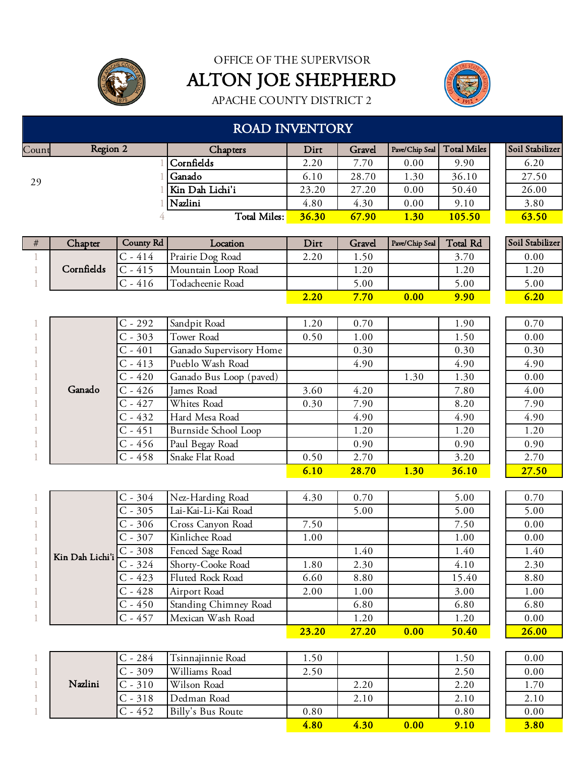OFFICE OF THE SUPERVISOR

# ALTON JOE SHEPHERD

APACHE COUNTY DISTRICT 2

## ROAD INVENTORY

| Count | Region 2 | Chapters | Dirt | Gravel | Pave/Chip Seal | Total Miles | Soil Stabilizer |
|---|---|---|---|---|---|---|---|
| 29 | 1 | Cornfields | 2.20 | 7.70 | 0.00 | 9.90 | 6.20 |
| | 1 | Ganado | 6.10 | 28.70 | 1.30 | 36.10 | 27.50 |
| | 1 | Kin Dah Lichi'i | 23.20 | 27.20 | 0.00 | 50.40 | 26.00 |
| | 1 | Nazlini | 4.80 | 4.30 | 0.00 | 9.10 | 3.80 |
| | 4 | **Total Miles:** | **36.30** | **67.90** | **1.30** | **105.50** | **63.50** |

| # | Chapter | County Rd | Location | Dirt | Gravel | Pave/Chip Seal | Total Rd | Soil Stabilizer |
|---|---|---|---|---|---|---|---|---|
| 1 | Cornfields | C - 414 | Prairie Dog Road | 2.20 | 1.50 | | 3.70 | 0.00 |
| 1 | Cornfields | C - 415 | Mountain Loop Road | | 1.20 | | 1.20 | 1.20 |
| 1 | Cornfields | C - 416 | Todacheenie Road | | 5.00 | | 5.00 | 5.00 |
| | | | | **2.20** | **7.70** | **0.00** | **9.90** | **6.20** |
| 1 | Ganado | C - 292 | Sandpit Road | 1.20 | 0.70 | | 1.90 | 0.70 |
| 1 | Ganado | C - 303 | Tower Road | 0.50 | 1.00 | | 1.50 | 0.00 |
| 1 | Ganado | C - 401 | Ganado Supervisory Home | | 0.30 | | 0.30 | 0.30 |
| 1 | Ganado | C - 413 | Pueblo Wash Road | | 4.90 | | 4.90 | 4.90 |
| 1 | Ganado | C - 420 | Ganado Bus Loop (paved) | | | 1.30 | 1.30 | 0.00 |
| 1 | Ganado | C - 426 | James Road | 3.60 | 4.20 | | 7.80 | 4.00 |
| 1 | Ganado | C - 427 | Whites Road | 0.30 | 7.90 | | 8.20 | 7.90 |
| 1 | Ganado | C - 432 | Hard Mesa Road | | 4.90 | | 4.90 | 4.90 |
| 1 | Ganado | C - 451 | Burnside School Loop | | 1.20 | | 1.20 | 1.20 |
| 1 | Ganado | C - 456 | Paul Begay Road | | 0.90 | | 0.90 | 0.90 |
| 1 | Ganado | C - 458 | Snake Flat Road | 0.50 | 2.70 | | 3.20 | 2.70 |
| | | | | **6.10** | **28.70** | **1.30** | **36.10** | **27.50** |
| 1 | Kin Dah Lichi'i | C - 304 | Nez-Harding Road | 4.30 | 0.70 | | 5.00 | 0.70 |
| 1 | Kin Dah Lichi'i | C - 305 | Lai-Kai-Li-Kai Road | | 5.00 | | 5.00 | 5.00 |
| 1 | Kin Dah Lichi'i | C - 306 | Cross Canyon Road | 7.50 | | | 7.50 | 0.00 |
| 1 | Kin Dah Lichi'i | C - 307 | Kinlichee Road | 1.00 | | | 1.00 | 0.00 |
| 1 | Kin Dah Lichi'i | C - 308 | Fenced Sage Road | | 1.40 | | 1.40 | 1.40 |
| 1 | Kin Dah Lichi'i | C - 324 | Shorty-Cooke Road | 1.80 | 2.30 | | 4.10 | 2.30 |
| 1 | Kin Dah Lichi'i | C - 423 | Fluted Rock Road | 6.60 | 8.80 | | 15.40 | 8.80 |
| 1 | Kin Dah Lichi'i | C - 428 | Airport Road | 2.00 | 1.00 | | 3.00 | 1.00 |
| 1 | Kin Dah Lichi'i | C - 450 | Standing Chimney Road | | 6.80 | | 6.80 | 6.80 |
| 1 | Kin Dah Lichi'i | C - 457 | Mexican Wash Road | | 1.20 | | 1.20 | 0.00 |
| | | | | **23.20** | **27.20** | **0.00** | **50.40** | **26.00** |
| 1 | Nazlini | C - 284 | Tsinnajinnie Road | 1.50 | | | 1.50 | 0.00 |
| 1 | Nazlini | C - 309 | Williams Road | 2.50 | | | 2.50 | 0.00 |
| 1 | Nazlini | C - 310 | Wilson Road | | 2.20 | | 2.20 | 1.70 |
| 1 | Nazlini | C - 318 | Dedman Road | | 2.10 | | 2.10 | 2.10 |
| 1 | Nazlini | C - 452 | Billy's Bus Route | 0.80 | | | 0.80 | 0.00 |
| | | | | **4.80** | **4.30** | **0.00** | **9.10** | **3.80** |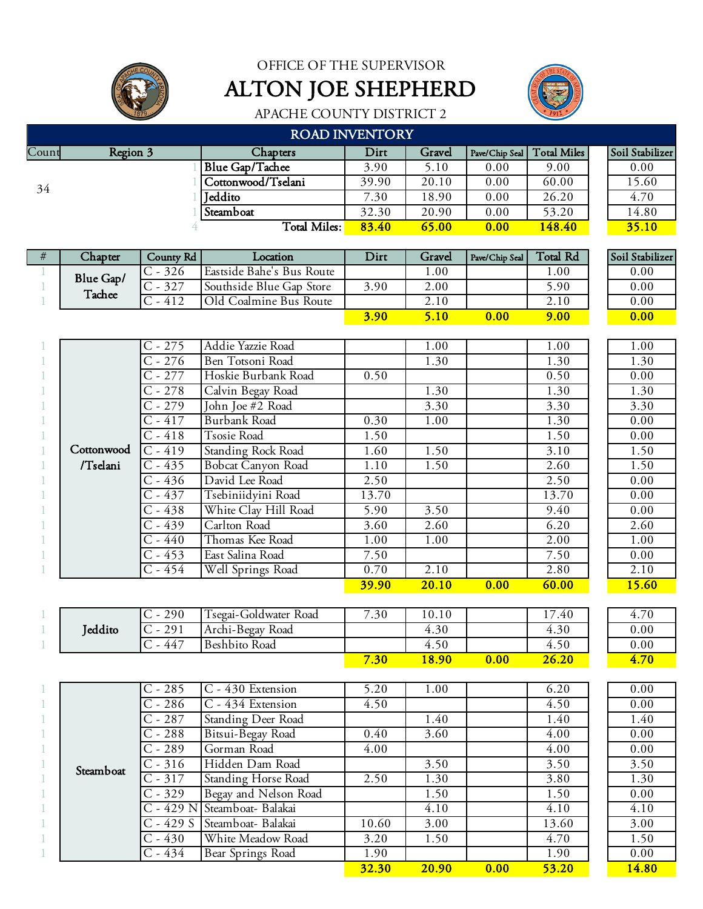OFFICE OF THE SUPERVISOR

# ALTON JOE SHEPHERD

APACHE COUNTY DISTRICT 2

## ROAD INVENTORY

| Count | Region 3 | Chapters | Dirt | Gravel | Pave/Chip Seal | Total Miles | Soil Stabilizer |
|---|---|---|---|---|---|---|---|
| 34 | 1 | Blue Gap/Tachee | 3.90 | 5.10 | 0.00 | 9.00 | 0.00 |
| | 1 | Cottonwood/Tselani | 39.90 | 20.10 | 0.00 | 60.00 | 15.60 |
| | 1 | Jeddito | 7.30 | 18.90 | 0.00 | 26.20 | 4.70 |
| | 1 | Steamboat | 32.30 | 20.90 | 0.00 | 53.20 | 14.80 |
| | 4 | **Total Miles:** | **83.40** | **65.00** | **0.00** | **148.40** | **35.10** |

| # | Chapter | County Rd | Location | Dirt | Gravel | Pave/Chip Seal | Total Rd | Soil Stabilizer |
|---|---|---|---|---|---|---|---|---|
| 1 | Blue Gap/ Tachee | C - 326 | Eastside Bahe's Bus Route | | 1.00 | | 1.00 | 0.00 |
| 1 | | C - 327 | Southside Blue Gap Store | 3.90 | 2.00 | | 5.90 | 0.00 |
| 1 | | C - 412 | Old Coalmine Bus Route | | 2.10 | | 2.10 | 0.00 |
| | | | | **3.90** | **5.10** | **0.00** | **9.00** | **0.00** |
| 1 | Cottonwood /Tselani | C - 275 | Addie Yazzie Road | | 1.00 | | 1.00 | 1.00 |
| 1 | | C - 276 | Ben Totsoni Road | | 1.30 | | 1.30 | 1.30 |
| 1 | | C - 277 | Hoskie Burbank Road | 0.50 | | | 0.50 | 0.00 |
| 1 | | C - 278 | Calvin Begay Road | | 1.30 | | 1.30 | 1.30 |
| 1 | | C - 279 | John Joe #2 Road | | 3.30 | | 3.30 | 3.30 |
| 1 | | C - 417 | Burbank Road | 0.30 | 1.00 | | 1.30 | 0.00 |
| 1 | | C - 418 | Tsosie Road | 1.50 | | | 1.50 | 0.00 |
| 1 | | C - 419 | Standing Rock Road | 1.60 | 1.50 | | 3.10 | 1.50 |
| 1 | | C - 435 | Bobcat Canyon Road | 1.10 | 1.50 | | 2.60 | 1.50 |
| 1 | | C - 436 | David Lee Road | 2.50 | | | 2.50 | 0.00 |
| 1 | | C - 437 | Tsebiniidyini Road | 13.70 | | | 13.70 | 0.00 |
| 1 | | C - 438 | White Clay Hill Road | 5.90 | 3.50 | | 9.40 | 0.00 |
| 1 | | C - 439 | Carlton Road | 3.60 | 2.60 | | 6.20 | 2.60 |
| 1 | | C - 440 | Thomas Kee Road | 1.00 | 1.00 | | 2.00 | 1.00 |
| 1 | | C - 453 | East Salina Road | 7.50 | | | 7.50 | 0.00 |
| 1 | | C - 454 | Well Springs Road | 0.70 | 2.10 | | 2.80 | 2.10 |
| | | | | **39.90** | **20.10** | **0.00** | **60.00** | **15.60** |
| 1 | Jeddito | C - 290 | Tsegai-Goldwater Road | 7.30 | 10.10 | | 17.40 | 4.70 |
| 1 | | C - 291 | Archi-Begay Road | | 4.30 | | 4.30 | 0.00 |
| 1 | | C - 447 | Beshbito Road | | 4.50 | | 4.50 | 0.00 |
| | | | | **7.30** | **18.90** | **0.00** | **26.20** | **4.70** |
| 1 | Steamboat | C - 285 | C - 430 Extension | 5.20 | 1.00 | | 6.20 | 0.00 |
| 1 | | C - 286 | C - 434 Extension | 4.50 | | | 4.50 | 0.00 |
| 1 | | C - 287 | Standing Deer Road | | 1.40 | | 1.40 | 1.40 |
| 1 | | C - 288 | Bitsui-Begay Road | 0.40 | 3.60 | | 4.00 | 0.00 |
| 1 | | C - 289 | Gorman Road | 4.00 | | | 4.00 | 0.00 |
| 1 | | C - 316 | Hidden Dam Road | | 3.50 | | 3.50 | 3.50 |
| 1 | | C - 317 | Standing Horse Road | 2.50 | 1.30 | | 3.80 | 1.30 |
| 1 | | C - 329 | Begay and Nelson Road | | 1.50 | | 1.50 | 0.00 |
| 1 | | C - 429 N | Steamboat- Balakai | | 4.10 | | 4.10 | 4.10 |
| 1 | | C - 429 S | Steamboat- Balakai | 10.60 | 3.00 | | 13.60 | 3.00 |
| 1 | | C - 430 | White Meadow Road | 3.20 | 1.50 | | 4.70 | 1.50 |
| 1 | | C - 434 | Bear Springs Road | 1.90 | | | 1.90 | 0.00 |
| | | | | **32.30** | **20.90** | **0.00** | **53.20** | **14.80** |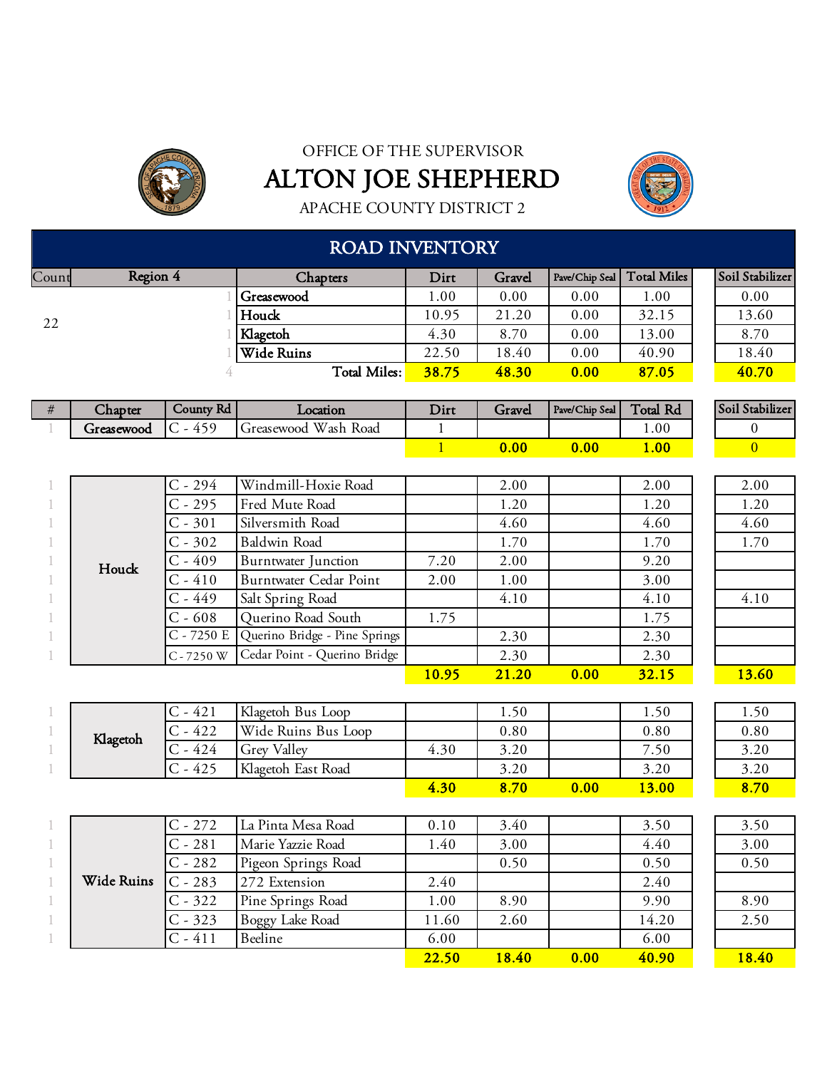OFFICE OF THE SUPERVISOR

# ALTON JOE SHEPHERD

APACHE COUNTY DISTRICT 2

## ROAD INVENTORY

| Count | Region 4 | Chapters | Dirt | Gravel | Pave/Chip Seal | Total Miles | Soil Stabilizer |
|---|---|---|---|---|---|---|---|
| 22 | 1 | Greasewood | 1.00 | 0.00 | 0.00 | 1.00 | 0.00 |
| | 1 | Houck | 10.95 | 21.20 | 0.00 | 32.15 | 13.60 |
| | 1 | Klagetoh | 4.30 | 8.70 | 0.00 | 13.00 | 8.70 |
| | 1 | Wide Ruins | 22.50 | 18.40 | 0.00 | 40.90 | 18.40 |
| | 4 | **Total Miles:** | **38.75** | **48.30** | **0.00** | **87.05** | **40.70** |

| # | Chapter | County Rd | Location | Dirt | Gravel | Pave/Chip Seal | Total Rd | Soil Stabilizer |
|---|---|---|---|---|---|---|---|---|
| 1 | Greasewood | C - 459 | Greasewood Wash Road | 1 | | | 1.00 | 0 |
| | | | | **1** | **0.00** | **0.00** | **1.00** | **0** |
| 1 | Houck | C - 294 | Windmill-Hoxie Road | | 2.00 | | 2.00 | 2.00 |
| 1 | | C - 295 | Fred Mute Road | | 1.20 | | 1.20 | 1.20 |
| 1 | | C - 301 | Silversmith Road | | 4.60 | | 4.60 | 4.60 |
| 1 | | C - 302 | Baldwin Road | | 1.70 | | 1.70 | 1.70 |
| 1 | | C - 409 | Burntwater Junction | 7.20 | 2.00 | | 9.20 | |
| 1 | | C - 410 | Burntwater Cedar Point | 2.00 | 1.00 | | 3.00 | |
| 1 | | C - 449 | Salt Spring Road | | 4.10 | | 4.10 | 4.10 |
| 1 | | C - 608 | Querino Road South | 1.75 | | | 1.75 | |
| 1 | | C - 7250 E | Querino Bridge - Pine Springs | | 2.30 | | 2.30 | |
| 1 | | C - 7250 W | Cedar Point - Querino Bridge | | 2.30 | | 2.30 | |
| | | | | **10.95** | **21.20** | **0.00** | **32.15** | **13.60** |
| 1 | Klagetoh | C - 421 | Klagetoh Bus Loop | | 1.50 | | 1.50 | 1.50 |
| 1 | | C - 422 | Wide Ruins Bus Loop | | 0.80 | | 0.80 | 0.80 |
| 1 | | C - 424 | Grey Valley | 4.30 | 3.20 | | 7.50 | 3.20 |
| 1 | | C - 425 | Klagetoh East Road | | 3.20 | | 3.20 | 3.20 |
| | | | | **4.30** | **8.70** | **0.00** | **13.00** | **8.70** |
| 1 | Wide Ruins | C - 272 | La Pinta Mesa Road | 0.10 | 3.40 | | 3.50 | 3.50 |
| 1 | | C - 281 | Marie Yazzie Road | 1.40 | 3.00 | | 4.40 | 3.00 |
| 1 | | C - 282 | Pigeon Springs Road | | 0.50 | | 0.50 | 0.50 |
| 1 | | C - 283 | 272 Extension | 2.40 | | | 2.40 | |
| 1 | | C - 322 | Pine Springs Road | 1.00 | 8.90 | | 9.90 | 8.90 |
| 1 | | C - 323 | Boggy Lake Road | 11.60 | 2.60 | | 14.20 | 2.50 |
| 1 | | C - 411 | Beeline | 6.00 | | | 6.00 | |
| | | | | **22.50** | **18.40** | **0.00** | **40.90** | **18.40** |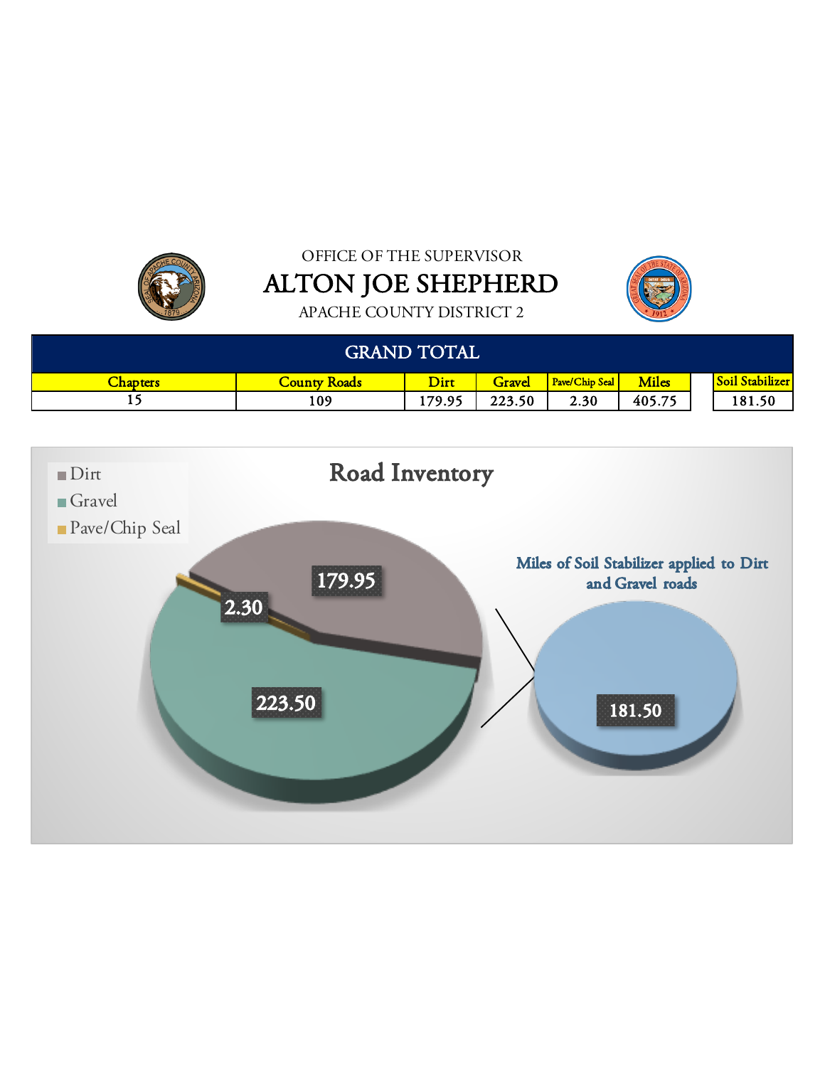OFFICE OF THE SUPERVISOR

# ALTON JOE SHEPHERD

APACHE COUNTY DISTRICT 2

## GRAND TOTAL

| Chapters | County Roads | Dirt | Gravel | Pave/Chip Seal | Miles | Soil Stabilizer |
| --- | --- | --- | --- | --- | --- | --- |
| 15 | 109 | 179.95 | 223.50 | 2.30 | 405.75 | 181.50 |

Road Inventory

Dirt
Gravel
Pave/Chip Seal

179.95
2.30
223.50

Miles of Soil Stabilizer applied to Dirt and Gravel roads

181.50